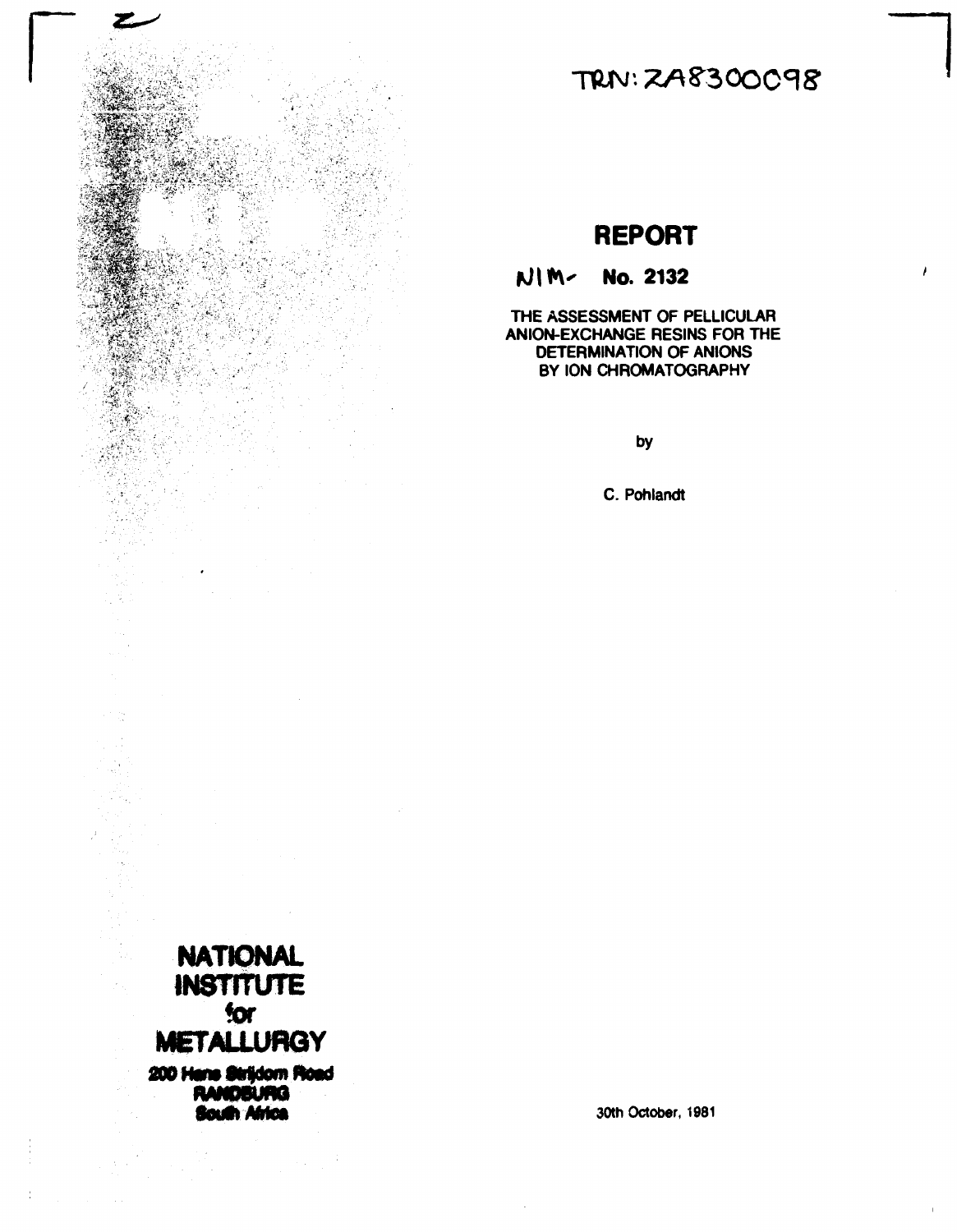TRN: ZA8300098

# REPORT

## NIM- No. 2132

**THE ASSESSMENT OF PELLICULAR ANION-EXCHANGE RESINS FOR THE DETERMINATION OF ANIONS BY ION CHROMATOGRAPHY**

by

C. Pohlandt

**NATIONAL INSTITUTE for METALLURGY**

200 Hans Strijdom Road
RANDBURG
South Africa

30th October, 1981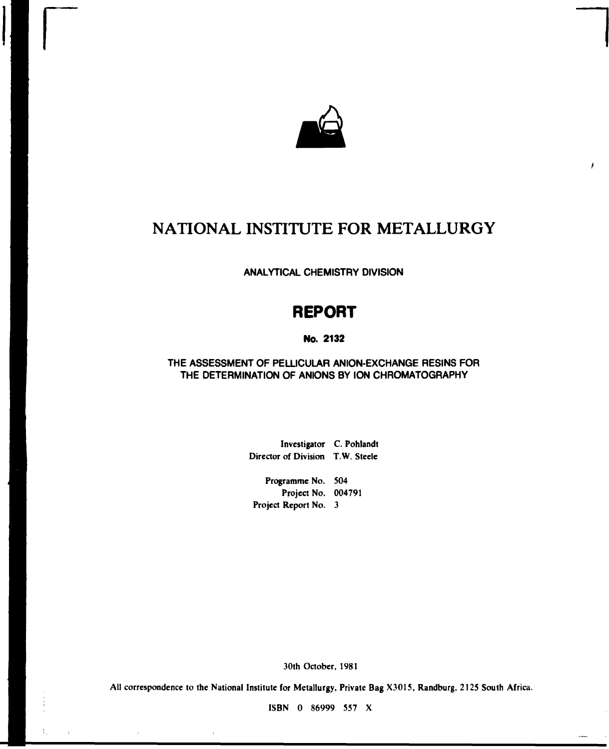# NATIONAL INSTITUTE FOR METALLURGY

## ANALYTICAL CHEMISTRY DIVISION

# REPORT

### No. 2132

### THE ASSESSMENT OF PELLICULAR ANION-EXCHANGE RESINS FOR THE DETERMINATION OF ANIONS BY ION CHROMATOGRAPHY

Investigator C. Pohlandt
Director of Division T.W. Steele

Programme No. 504
Project No. 004791
Project Report No. 3

30th October, 1981

All correspondence to the National Institute for Metallurgy, Private Bag X3015, Randburg, 2125 South Africa.

ISBN 0 86999 557 X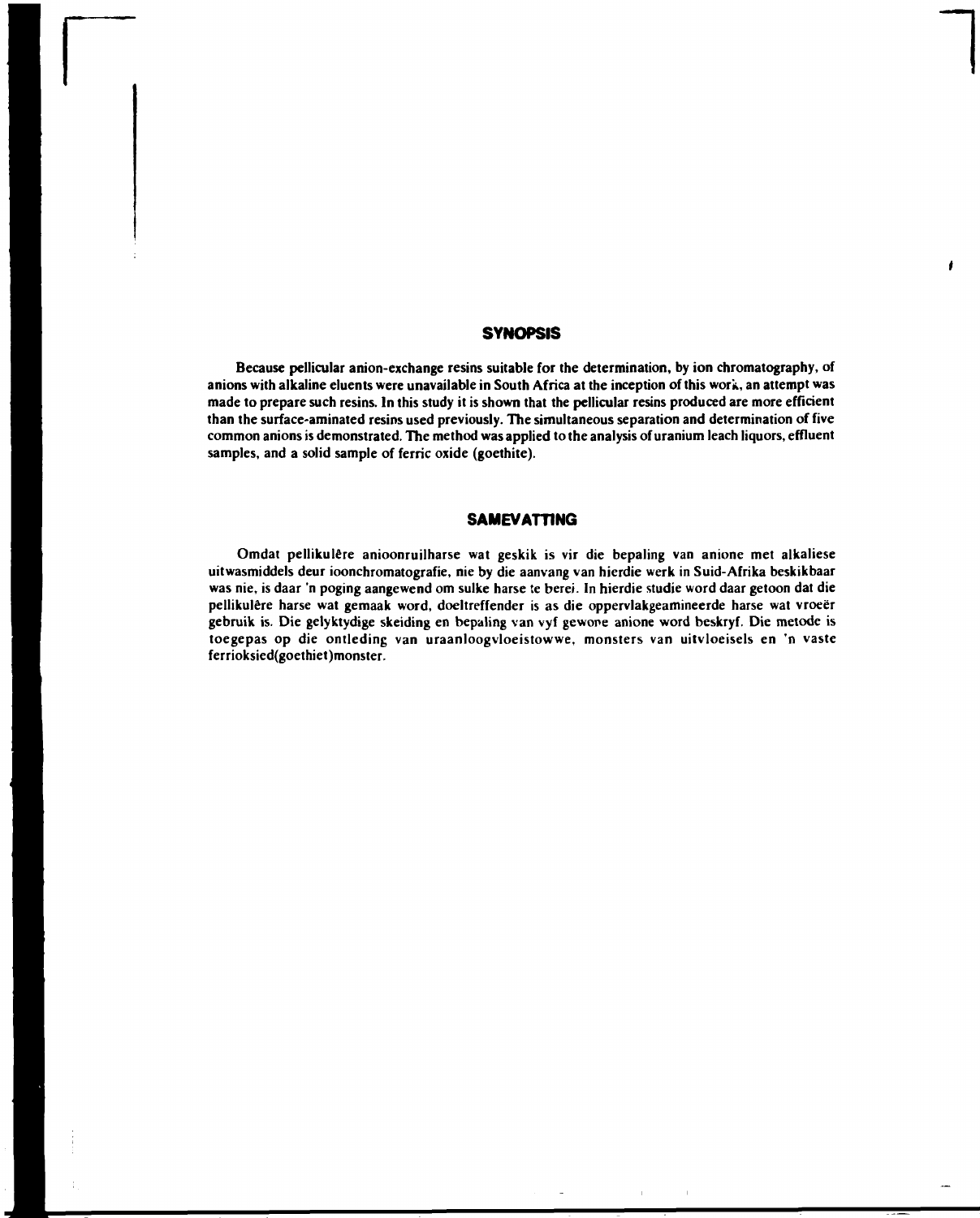## SYNOPSIS

**Because pellicular anion-exchange resins suitable for the determination, by ion chromatography, of anions with alkaline eluents were unavailable in South Africa at the inception of this work, an attempt was made to prepare such resins. In this study it is shown that the pellicular resins produced are more efficient than the surface-aminated resins used previously. The simultaneous separation and determination of five common anions is demonstrated. The method was applied to the analysis of uranium leach liquors, effluent samples, and a solid sample of ferric oxide (goethite).**

## SAMEVATTING

Omdat pellikulêre anioonruilharse wat geskik is vir die bepaling van anione met alkaliese uitwasmiddels deur ioonchromatografie, nie by die aanvang van hierdie werk in Suid-Afrika beskikbaar was nie, is daar 'n poging aangewend om sulke harse te berei. In hierdie studie word daar getoon dat die pellikulêre harse wat gemaak word, doeltreffender is as die oppervlakgeamineerde harse wat vroeër gebruik is. Die gelyktydige skeiding en bepaling van vyf gewone anione word beskryf. Die metode is toegepas op die ontleding van uraanloogvloeistowwe, monsters van uitvloeisels en 'n vaste ferrioksied(goethiet)monster.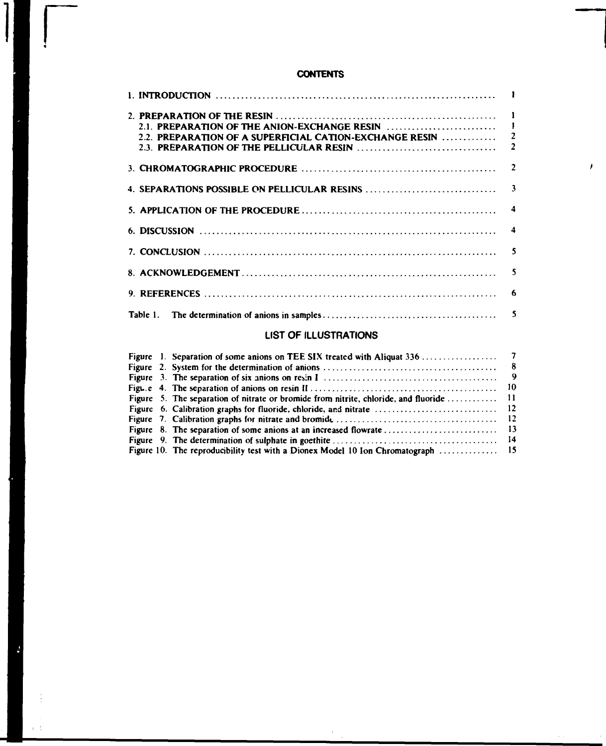# CONTENTS

| | |
|---|---|
| 1. INTRODUCTION | 1 |
| 2. PREPARATION OF THE RESIN | 1 |
| 2.1. PREPARATION OF THE ANION-EXCHANGE RESIN | 1 |
| 2.2. PREPARATION OF A SUPERFICIAL CATION-EXCHANGE RESIN | 2 |
| 2.3. PREPARATION OF THE PELLICULAR RESIN | 2 |
| 3. CHROMATOGRAPHIC PROCEDURE | 2 |
| 4. SEPARATIONS POSSIBLE ON PELLICULAR RESINS | 3 |
| 5. APPLICATION OF THE PROCEDURE | 4 |
| 6. DISCUSSION | 4 |
| 7. CONCLUSION | 5 |
| 8. ACKNOWLEDGEMENT | 5 |
| 9. REFERENCES | 6 |
| Table 1. The determination of anions in samples | 5 |

## LIST OF ILLUSTRATIONS

| | |
|---|---|
| Figure 1. Separation of some anions on TEE SIX treated with Aliquat 336 | 7 |
| Figure 2. System for the determination of anions | 8 |
| Figure 3. The separation of six anions on resin I | 9 |
| Figure 4. The separation of anions on resin II | 10 |
| Figure 5. The separation of nitrate or bromide from nitrite, chloride, and fluoride | 11 |
| Figure 6. Calibration graphs for fluoride, chloride, and nitrate | 12 |
| Figure 7. Calibration graphs for nitrate and bromide | 12 |
| Figure 8. The separation of some anions at an increased flowrate | 13 |
| Figure 9. The determination of sulphate in goethite | 14 |
| Figure 10. The reproducibility test with a Dionex Model 10 Ion Chromatograph | 15 |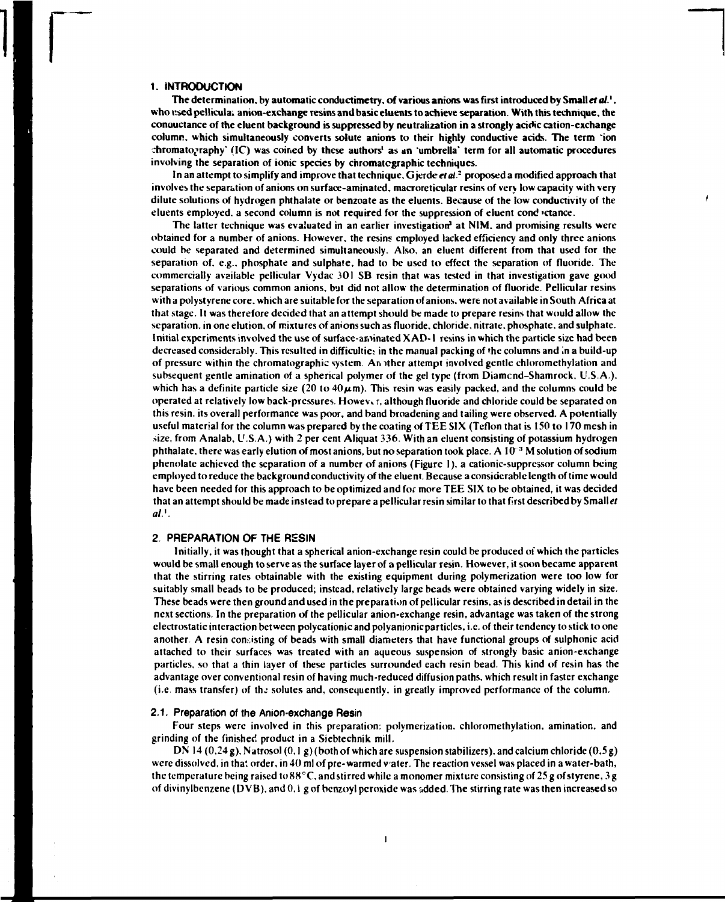## 1. INTRODUCTION

The determination, by automatic conductimetry, of various anions was first introduced by Small *et al.*[1], who used pellicular anion-exchange resins and basic eluents to achieve separation. With this technique, the conductance of the eluent background is suppressed by neutralization in a strongly acidic cation-exchange column, which simultaneously converts solute anions to their highly conductive acids. The term 'ion chromatography' (IC) was coined by these authors[1] as an 'umbrella' term for all automatic procedures involving the separation of ionic species by chromatographic techniques.

In an attempt to simplify and improve that technique, Gjerde *et al.*[2] proposed a modified approach that involves the separation of anions on surface-aminated, macroreticular resins of very low capacity with very dilute solutions of hydrogen phthalate or benzoate as the eluents. Because of the low conductivity of the eluents employed, a second column is not required for the suppression of eluent conductance.

The latter technique was evaluated in an earlier investigation[3] at NIM, and promising results were obtained for a number of anions. However, the resins employed lacked efficiency and only three anions could be separated and determined simultaneously. Also, an eluent different from that used for the separation of, e.g., phosphate and sulphate, had to be used to effect the separation of fluoride. The commercially available pellicular Vydac 301 SB resin that was tested in that investigation gave good separations of various common anions, but did not allow the determination of fluoride. Pellicular resins with a polystyrene core, which are suitable for the separation of anions, were not available in South Africa at that stage. It was therefore decided that an attempt should be made to prepare resins that would allow the separation, in one elution, of mixtures of anions such as fluoride, chloride, nitrate, phosphate, and sulphate. Initial experiments involved the use of surface-aminated XAD-1 resins in which the particle size had been decreased considerably. This resulted in difficulties in the manual packing of the columns and in a build-up of pressure within the chromatographic system. Another attempt involved gentle chloromethylation and subsequent gentle amination of a spherical polymer of the gel type (from Diamond–Shamrock, U.S.A.), which has a definite particle size (20 to 40 $\mu$m). This resin was easily packed, and the columns could be operated at relatively low back-pressures. However, although fluoride and chloride could be separated on this resin, its overall performance was poor, and band broadening and tailing were observed. A potentially useful material for the column was prepared by the coating of TEE SIX (Teflon that is 150 to 170 mesh in size, from Analab, U.S.A.) with 2 per cent Aliquat 336. With an eluent consisting of potassium hydrogen phthalate, there was early elution of most anions, but no separation took place. A $10^{-3}$ M solution of sodium phenolate achieved the separation of a number of anions (Figure 1), a cationic-suppressor column being employed to reduce the background conductivity of the eluent. Because a considerable length of time would have been needed for this approach to be optimized and for more TEE SIX to be obtained, it was decided that an attempt should be made instead to prepare a pellicular resin similar to that first described by Small *et al.*[1].

## 2. PREPARATION OF THE RESIN

Initially, it was thought that a spherical anion-exchange resin could be produced of which the particles would be small enough to serve as the surface layer of a pellicular resin. However, it soon became apparent that the stirring rates obtainable with the existing equipment during polymerization were too low for suitably small beads to be produced; instead, relatively large beads were obtained varying widely in size. These beads were then ground and used in the preparation of pellicular resins, as is described in detail in the next sections. In the preparation of the pellicular anion-exchange resin, advantage was taken of the strong electrostatic interaction between polycationic and polyanionic particles, i.e. of their tendency to stick to one another. A resin consisting of beads with small diameters that have functional groups of sulphonic acid attached to their surfaces was treated with an aqueous suspension of strongly basic anion-exchange particles, so that a thin layer of these particles surrounded each resin bead. This kind of resin has the advantage over conventional resin of having much-reduced diffusion paths, which result in faster exchange (i.e. mass transfer) of the solutes and, consequently, in greatly improved performance of the column.

### 2.1. Preparation of the Anion-exchange Resin

Four steps were involved in this preparation: polymerization, chloromethylation, amination, and grinding of the finished product in a Siebtechnik mill.

DN 14 (0,24 g), Natrosol (0,1 g) (both of which are suspension stabilizers), and calcium chloride (0,5 g) were dissolved, in that order, in 40 ml of pre-warmed water. The reaction vessel was placed in a water-bath, the temperature being raised to 88°C, and stirred while a monomer mixture consisting of 25 g of styrene, 3 g of divinylbenzene (DVB), and 0,1 g of benzoyl peroxide was added. The stirring rate was then increased so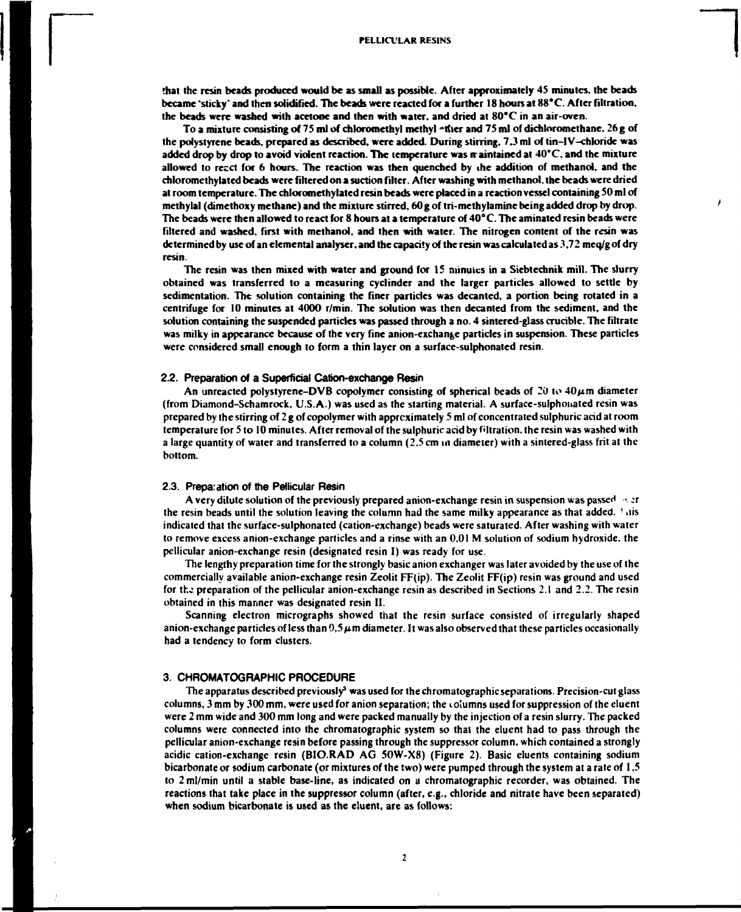that the resin beads produced would be as small as possible. After approximately 45 minutes, the beads became 'sticky' and then solidified. The beads were reacted for a further 18 hours at 88°C. After filtration, the beads were washed with acetone and then with water, and dried at 80°C in an air-oven.

To a mixture consisting of 75 ml of chloromethyl methyl ether and 75 ml of dichloromethane, 26 g of the polystyrene beads, prepared as described, were added. During stirring, 7,3 ml of tin-IV-chloride was added drop by drop to avoid violent reaction. The temperature was maintained at 40°C, and the mixture allowed to react for 6 hours. The reaction was then quenched by the addition of methanol, and the chloromethylated beads were filtered on a suction filter. After washing with methanol, the beads were dried at room temperature. The chloromethylated resin beads were placed in a reaction vessel containing 50 ml of methylal (dimethoxy methane) and the mixture stirred, 60 g of tri-methylamine being added drop by drop. The beads were then allowed to react for 8 hours at a temperature of 40°C. The aminated resin beads were filtered and washed, first with methanol, and then with water. The nitrogen content of the resin was determined by use of an elemental analyser, and the capacity of the resin was calculated as 3,72 meq/g of dry resin.

The resin was then mixed with water and ground for 15 minutes in a Siebtechnik mill. The slurry obtained was transferred to a measuring cyclinder and the larger particles allowed to settle by sedimentation. The solution containing the finer particles was decanted, a portion being rotated in a centrifuge for 10 minutes at 4000 r/min. The solution was then decanted from the sediment, and the solution containing the suspended particles was passed through a no. 4 sintered-glass crucible. The filtrate was milky in appearance because of the very fine anion-exchange particles in suspension. These particles were considered small enough to form a thin layer on a surface-sulphonated resin.

### 2.2. Preparation of a Superficial Cation-exchange Resin

An unreacted polystyrene-DVB copolymer consisting of spherical beads of 20 to 40 $\mu$m diameter (from Diamond-Schamrock, U.S.A.) was used as the starting material. A surface-sulphonated resin was prepared by the stirring of 2 g of copolymer with approximately 5 ml of concentrated sulphuric acid at room temperature for 5 to 10 minutes. After removal of the sulphuric acid by filtration, the resin was washed with a large quantity of water and transferred to a column (2,5 cm in diameter) with a sintered-glass frit at the bottom.

### 2.3. Preparation of the Pellicular Resin

A very dilute solution of the previously prepared anion-exchange resin in suspension was passed over the resin beads until the solution leaving the column had the same milky appearance as that added. This indicated that the surface-sulphonated (cation-exchange) beads were saturated. After washing with water to remove excess anion-exchange particles and a rinse with an 0,01 M solution of sodium hydroxide, the pellicular anion-exchange resin (designated resin I) was ready for use.

The lengthy preparation time for the strongly basic anion exchanger was later avoided by the use of the commercially available anion-exchange resin Zeolit FF(ip). The Zeolit FF(ip) resin was ground and used for the preparation of the pellicular anion-exchange resin as described in Sections 2.1 and 2.2. The resin obtained in this manner was designated resin II.

Scanning electron micrographs showed that the resin surface consisted of irregularly shaped anion-exchange particles of less than 0,5 $\mu$m diameter. It was also observed that these particles occasionally had a tendency to form clusters.

## 3. CHROMATOGRAPHIC PROCEDURE

The apparatus described previously[3] was used for the chromatographic separations. Precision-cut glass columns, 3 mm by 300 mm, were used for anion separation; the columns used for suppression of the eluent were 2 mm wide and 300 mm long and were packed manually by the injection of a resin slurry. The packed columns were connected into the chromatographic system so that the eluent had to pass through the pellicular anion-exchange resin before passing through the suppressor column, which contained a strongly acidic cation-exchange resin (BIO.RAD AG 50W-X8) (Figure 2). Basic eluents containing sodium bicarbonate or sodium carbonate (or mixtures of the two) were pumped through the system at a rate of 1,5 to 2 ml/min until a stable base-line, as indicated on a chromatographic recorder, was obtained. The reactions that take place in the suppressor column (after, e.g., chloride and nitrate have been separated) when sodium bicarbonate is used as the eluent, are as follows: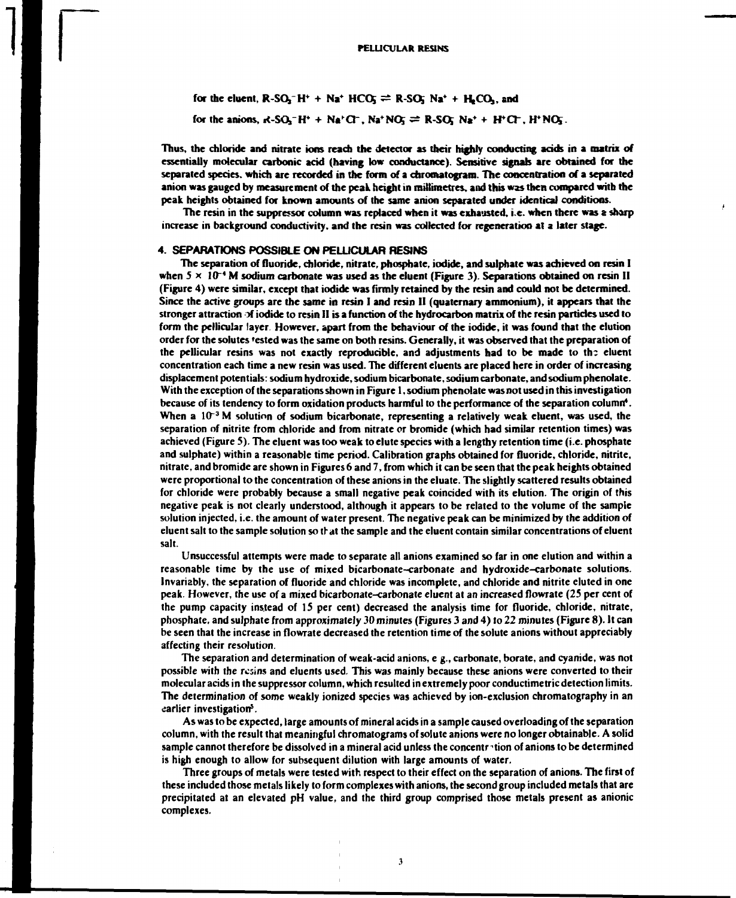for the eluent, $R\text{-}SO_3^-H^+ + Na^+ HCO_3^- \rightleftharpoons R\text{-}SO_3^- Na^+ + H_2CO_3$, and

for the anions, $R\text{-}SO_3^-H^+ + Na^+Cl^-, Na^+NO_3^- \rightleftharpoons R\text{-}SO_3^- Na^+ + H^+Cl^-, H^+NO_3^-$.

Thus, the chloride and nitrate ions reach the detector as their highly conducting acids in a matrix of essentially molecular carbonic acid (having low conductance). Sensitive signals are obtained for the separated species, which are recorded in the form of a chromatogram. The concentration of a separated anion was gauged by measurement of the peak height in millimetres, and this was then compared with the peak heights obtained for known amounts of the same anion separated under identical conditions.

The resin in the suppressor column was replaced when it was exhausted, i.e. when there was a sharp increase in background conductivity, and the resin was collected for regeneration at a later stage.

## 4. SEPARATIONS POSSIBLE ON PELLICULAR RESINS

The separation of fluoride, chloride, nitrate, phosphate, iodide, and sulphate was achieved on resin I when $5 \times 10^{-4}$ M sodium carbonate was used as the eluent (Figure 3). Separations obtained on resin II (Figure 4) were similar, except that iodide was firmly retained by the resin and could not be determined. Since the active groups are the same in resin I and resin II (quaternary ammonium), it appears that the stronger attraction of iodide to resin II is a function of the hydrocarbon matrix of the resin particles used to form the pellicular layer. However, apart from the behaviour of the iodide, it was found that the elution order for the solutes tested was the same on both resins. Generally, it was observed that the preparation of the pellicular resins was not exactly reproducible, and adjustments had to be made to the eluent concentration each time a new resin was used. The different eluents are placed here in order of increasing displacement potentials: sodium hydroxide, sodium bicarbonate, sodium carbonate, and sodium phenolate. With the exception of the separations shown in Figure 1, sodium phenolate was not used in this investigation because of its tendency to form oxidation products harmful to the performance of the separation column[4]. When a $10^{-3}$ M solution of sodium bicarbonate, representing a relatively weak eluent, was used, the separation of nitrite from chloride and from nitrate or bromide (which had similar retention times) was achieved (Figure 5). The eluent was too weak to elute species with a lengthy retention time (i.e. phosphate and sulphate) within a reasonable time period. Calibration graphs obtained for fluoride, chloride, nitrite, nitrate, and bromide are shown in Figures 6 and 7, from which it can be seen that the peak heights obtained were proportional to the concentration of these anions in the eluate. The slightly scattered results obtained for chloride were probably because a small negative peak coincided with its elution. The origin of this negative peak is not clearly understood, although it appears to be related to the volume of the sample solution injected, i.e. the amount of water present. The negative peak can be minimized by the addition of eluent salt to the sample solution so that the sample and the eluent contain similar concentrations of eluent salt.

Unsuccessful attempts were made to separate all anions examined so far in one elution and within a reasonable time by the use of mixed bicarbonate–carbonate and hydroxide–carbonate solutions. Invariably, the separation of fluoride and chloride was incomplete, and chloride and nitrite eluted in one peak. However, the use of a mixed bicarbonate–carbonate eluent at an increased flowrate (25 per cent of the pump capacity instead of 15 per cent) decreased the analysis time for fluoride, chloride, nitrite, phosphate, and sulphate from approximately 30 minutes (Figures 3 and 4) to 22 minutes (Figure 8). It can be seen that the increase in flowrate decreased the retention time of the solute anions without appreciably affecting their resolution.

The separation and determination of weak-acid anions, e.g., carbonate, borate, and cyanide, was not possible with the resins and eluents used. This was mainly because these anions were converted to their molecular acids in the suppressor column, which resulted in extremely poor conductimetric detection limits. The determination of some weakly ionized species was achieved by ion-exclusion chromatography in an earlier investigation[5].

As was to be expected, large amounts of mineral acids in a sample caused overloading of the separation column, with the result that meaningful chromatograms of solute anions were no longer obtainable. A solid sample cannot therefore be dissolved in a mineral acid unless the concentration of anions to be determined is high enough to allow for subsequent dilution with large amounts of water.

Three groups of metals were tested with respect to their effect on the separation of anions. The first of these included those metals likely to form complexes with anions, the second group included metals that are precipitated at an elevated pH value, and the third group comprised those metals present as anionic complexes.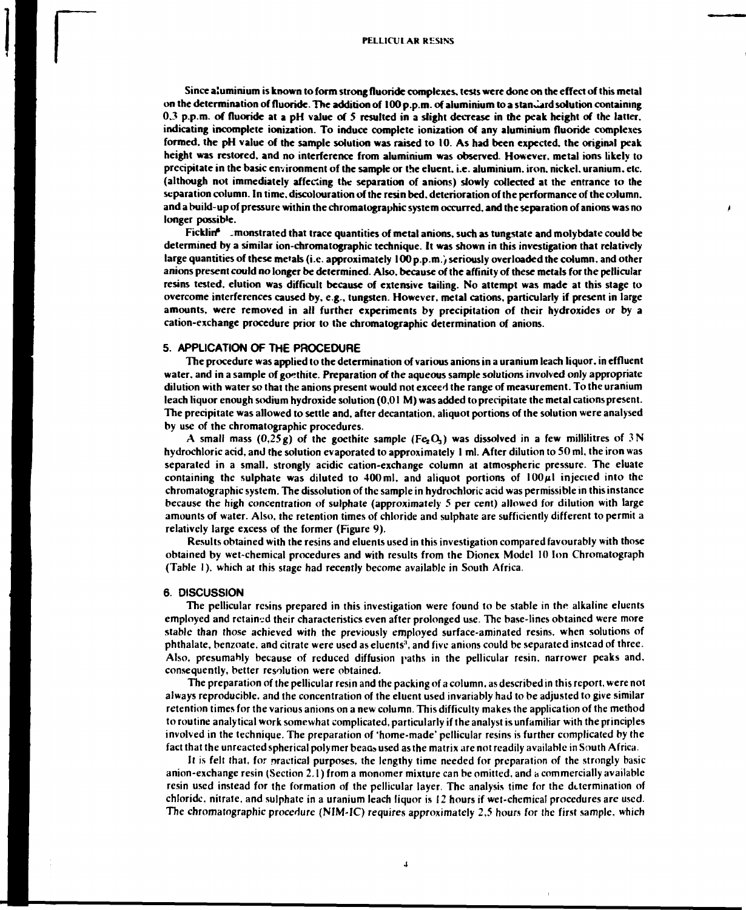Since aluminium is known to form strong fluoride complexes, tests were done on the effect of this metal on the determination of fluoride. The addition of 100 p.p.m. of aluminium to a standard solution containing 0,3 p.p.m. of fluoride at a pH value of 5 resulted in a slight decrease in the peak height of the latter, indicating incomplete ionization. To induce complete ionization of any aluminium fluoride complexes formed, the pH value of the sample solution was raised to 10. As had been expected, the original peak height was restored, and no interference from aluminium was observed. However, metal ions likely to precipitate in the basic environment of the sample or the eluent, i.e. aluminium, iron, nickel, uranium, etc. (although not immediately affecting the separation of anions) slowly collected at the entrance to the separation column. In time, discolouration of the resin bed, deterioration of the performance of the column, and a build-up of pressure within the chromatographic system occurred, and the separation of anions was no longer possible.

Ficklin[8] demonstrated that trace quantities of metal anions, such as tungstate and molybdate could be determined by a similar ion-chromatographic technique. It was shown in this investigation that relatively large quantities of these metals (i.e. approximately 100 p.p.m.) seriously overloaded the column, and other anions present could no longer be determined. Also, because of the affinity of these metals for the pellicular resins tested, elution was difficult because of extensive tailing. No attempt was made at this stage to overcome interferences caused by, e.g., tungsten. However, metal cations, particularly if present in large amounts, were removed in all further experiments by precipitation of their hydroxides or by a cation-exchange procedure prior to the chromatographic determination of anions.

## 5. APPLICATION OF THE PROCEDURE

The procedure was applied to the determination of various anions in a uranium leach liquor, in effluent water, and in a sample of goethite. Preparation of the aqueous sample solutions involved only appropriate dilution with water so that the anions present would not exceed the range of measurement. To the uranium leach liquor enough sodium hydroxide solution (0,01 M) was added to precipitate the metal cations present. The precipitate was allowed to settle and, after decantation, aliquot portions of the solution were analysed by use of the chromatographic procedures.

A small mass (0,25 g) of the goethite sample ($Fe_2O_3$) was dissolved in a few millilitres of 3 N hydrochloric acid, and the solution evaporated to approximately 1 ml. After dilution to 50 ml, the iron was separated in a small, strongly acidic cation-exchange column at atmospheric pressure. The eluate containing the sulphate was diluted to 400 ml, and aliquot portions of 100 $\mu$l injected into the chromatographic system. The dissolution of the sample in hydrochloric acid was permissible in this instance because the high concentration of sulphate (approximately 5 per cent) allowed for dilution with large amounts of water. Also, the retention times of chloride and sulphate are sufficiently different to permit a relatively large excess of the former (Figure 9).

Results obtained with the resins and eluents used in this investigation compared favourably with those obtained by wet-chemical procedures and with results from the Dionex Model 10 Ion Chromatograph (Table 1), which at this stage had recently become available in South Africa.

## 6. DISCUSSION

The pellicular resins prepared in this investigation were found to be stable in the alkaline eluents employed and retained their characteristics even after prolonged use. The base-lines obtained were more stable than those achieved with the previously employed surface-aminated resins, when solutions of phthalate, benzoate, and citrate were used as eluents[3], and five anions could be separated instead of three. Also, presumably because of reduced diffusion paths in the pellicular resin, narrower peaks and, consequently, better resolution were obtained.

The preparation of the pellicular resin and the packing of a column, as described in this report, were not always reproducible, and the concentration of the eluent used invariably had to be adjusted to give similar retention times for the various anions on a new column. This difficulty makes the application of the method to routine analytical work somewhat complicated, particularly if the analyst is unfamiliar with the principles involved in the technique. The preparation of 'home-made' pellicular resins is further complicated by the fact that the unreacted spherical polymer beads used as the matrix are not readily available in South Africa.

It is felt that, for practical purposes, the lengthy time needed for preparation of the strongly basic anion-exchange resin (Section 2.1) from a monomer mixture can be omitted, and a commercially available resin used instead for the formation of the pellicular layer. The analysis time for the determination of chloride, nitrate, and sulphate in a uranium leach liquor is 12 hours if wet-chemical procedures are used. The chromatographic procedure (NIM-IC) requires approximately 2,5 hours for the first sample, which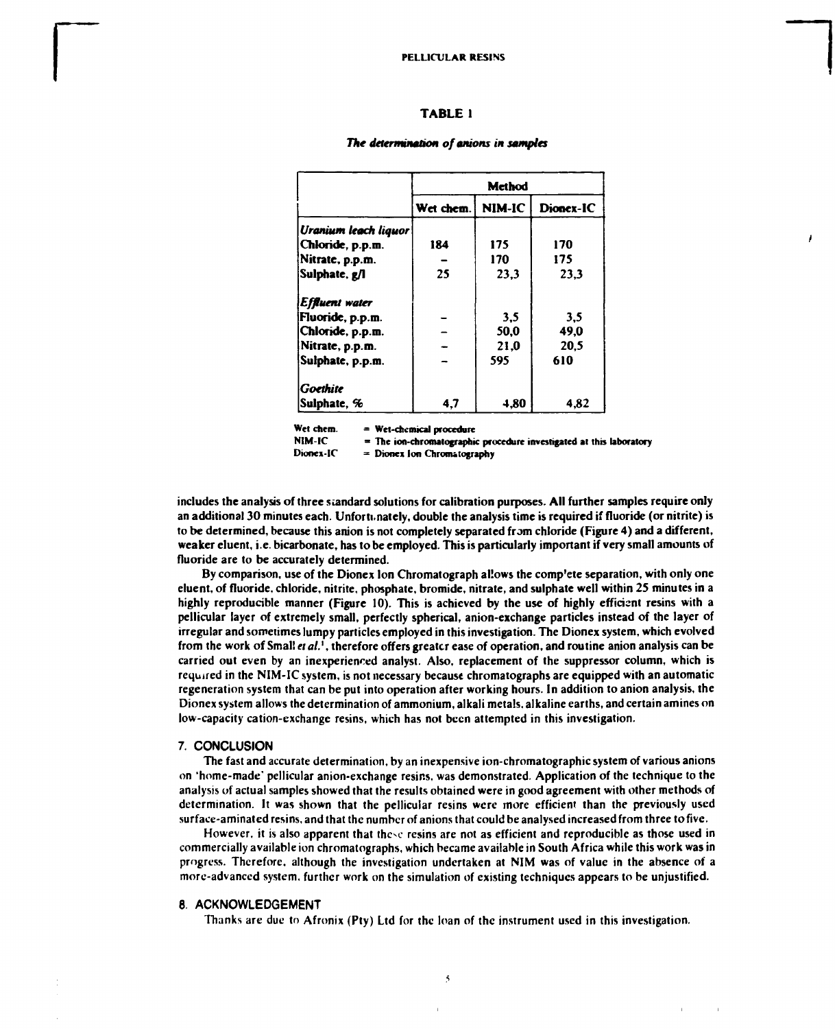## TABLE 1

*The determination of anions in samples*

| | Method | | |
|---|---|---|---|
| | Wet chem. | NIM-IC | Dionex-IC |
| ***Uranium leach liquor*** | | | |
| Chloride, p.p.m. | 184 | 175 | 170 |
| Nitrate, p.p.m. | – | 170 | 175 |
| Sulphate, g/l | 25 | 23,3 | 23,3 |
| ***Effluent water*** | | | |
| Fluoride, p.p.m. | – | 3,5 | 3,5 |
| Chloride, p.p.m. | – | 50,0 | 49,0 |
| Nitrate, p.p.m. | – | 21,0 | 20,5 |
| Sulphate, p.p.m. | – | 595 | 610 |
| ***Goethite*** | | | |
| Sulphate, % | 4,7 | 4,80 | 4,82 |

Wet chem. = Wet-chemical procedure
NIM-IC = The ion-chromatographic procedure investigated at this laboratory
Dionex-IC = Dionex Ion Chromatography

includes the analysis of three standard solutions for calibration purposes. All further samples require only an additional 30 minutes each. Unfortunately, double the analysis time is required if fluoride (or nitrite) is to be determined, because this anion is not completely separated from chloride (Figure 4) and a different, weaker eluent, i.e. bicarbonate, has to be employed. This is particularly important if very small amounts of fluoride are to be accurately determined.

By comparison, use of the Dionex Ion Chromatograph allows the complete separation, with only one eluent, of fluoride, chloride, nitrite, phosphate, bromide, nitrate, and sulphate well within 25 minutes in a highly reproducible manner (Figure 10). This is achieved by the use of highly efficient resins with a pellicular layer of extremely small, perfectly spherical, anion-exchange particles instead of the layer of irregular and sometimes lumpy particles employed in this investigation. The Dionex system, which evolved from the work of Small *et al.*[1], therefore offers greater ease of operation, and routine anion analysis can be carried out even by an inexperienced analyst. Also, replacement of the suppressor column, which is required in the NIM-IC system, is not necessary because chromatographs are equipped with an automatic regeneration system that can be put into operation after working hours. In addition to anion analysis, the Dionex system allows the determination of ammonium, alkali metals, alkaline earths, and certain amines on low-capacity cation-exchange resins, which has not been attempted in this investigation.

## 7. CONCLUSION

The fast and accurate determination, by an inexpensive ion-chromatographic system of various anions on 'home-made' pellicular anion-exchange resins, was demonstrated. Application of the technique to the analysis of actual samples showed that the results obtained were in good agreement with other methods of determination. It was shown that the pellicular resins were more efficient than the previously used surface-aminated resins, and that the number of anions that could be analysed increased from three to five.

However, it is also apparent that these resins are not as efficient and reproducible as those used in commercially available ion chromatographs, which became available in South Africa while this work was in progress. Therefore, although the investigation undertaken at NIM was of value in the absence of a more-advanced system, further work on the simulation of existing techniques appears to be unjustified.

## 8. ACKNOWLEDGEMENT

Thanks are due to Afronix (Pty) Ltd for the loan of the instrument used in this investigation.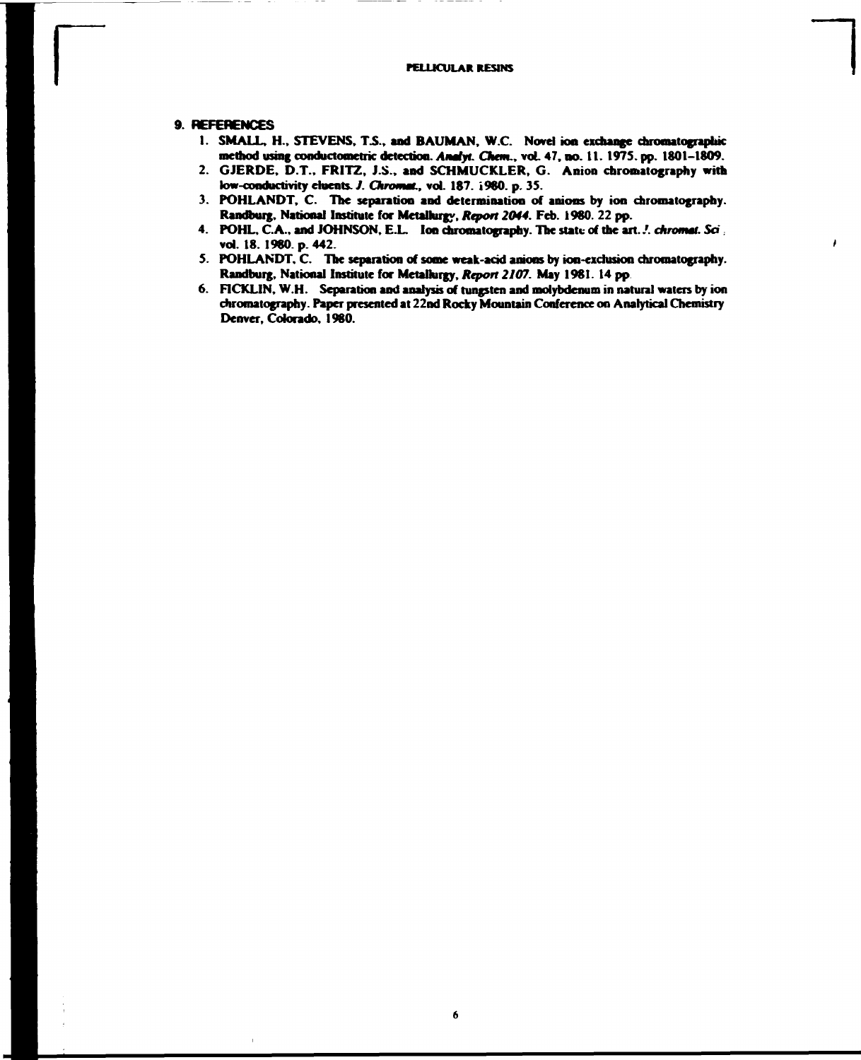## 9. REFERENCES

1. SMALL, H., STEVENS, T.S., and BAUMAN, W.C. Novel ion exchange chromatographic method using conductometric detection. *Analyt. Chem.*, vol. 47, no. 11. 1975. pp. 1801–1809.
2. GJERDE, D.T., FRITZ, J.S., and SCHMUCKLER, G. Anion chromatography with low-conductivity eluents. *J. Chromat.*, vol. 187. 1980. p. 35.
3. POHLANDT, C. The separation and determination of anions by ion chromatography. Randburg, National Institute for Metallurgy, *Report 2044*. Feb. 1980. 22 pp.
4. POHL, C.A., and JOHNSON, E.L. Ion chromatography. The state of the art. *J. chromat. Sci.*, vol. 18. 1980. p. 442.
5. POHLANDT, C. The separation of some weak-acid anions by ion-exclusion chromatography. Randburg, National Institute for Metallurgy, *Report 2107*. May 1981. 14 pp.
6. FICKLIN, W.H. Separation and analysis of tungsten and molybdenum in natural waters by ion chromatography. Paper presented at 22nd Rocky Mountain Conference on Analytical Chemistry Denver, Colorado, 1980.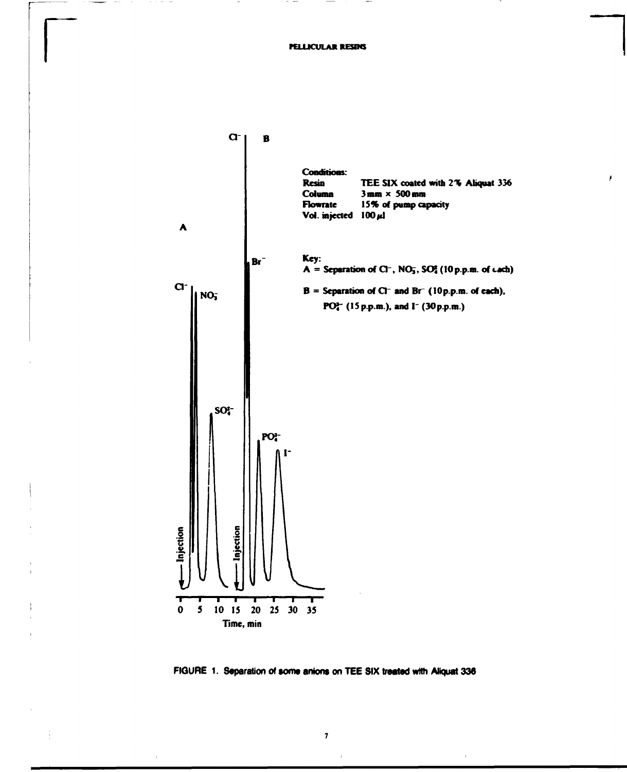Conditions:

| | |
|---|---|
| Resin | TEE SIX coated with 2% Aliquat 336 |
| Column | 3 mm × 500 mm |
| Flowrate | 15% of pump capacity |
| Vol. injected | 100 μl |

Key:

A = Separation of $Cl^-$, $NO_3^-$, $SO_4^{2-}$ (10 p.p.m. of each)

B = Separation of $Cl^-$ and $Br^-$ (10 p.p.m. of each), $PO_4^{3-}$ (15 p.p.m.), and $I^-$ (30 p.p.m.)

FIGURE 1. Separation of some anions on TEE SIX treated with Aliquat 336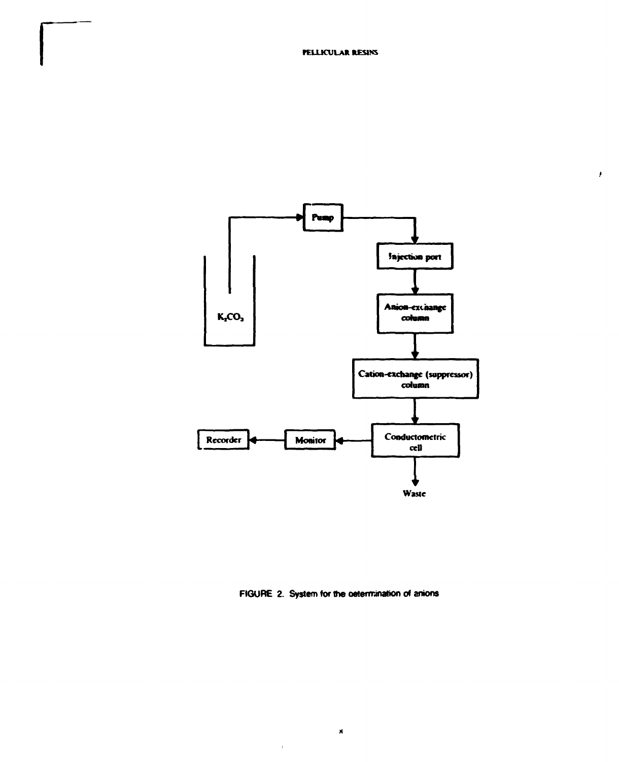$K_2CO_3$

Pump

Injection port

Anion-exchange column

Cation-exchange (suppressor) column

Conductometric cell

Monitor

Recorder

Waste

FIGURE 2. System for the determination of anions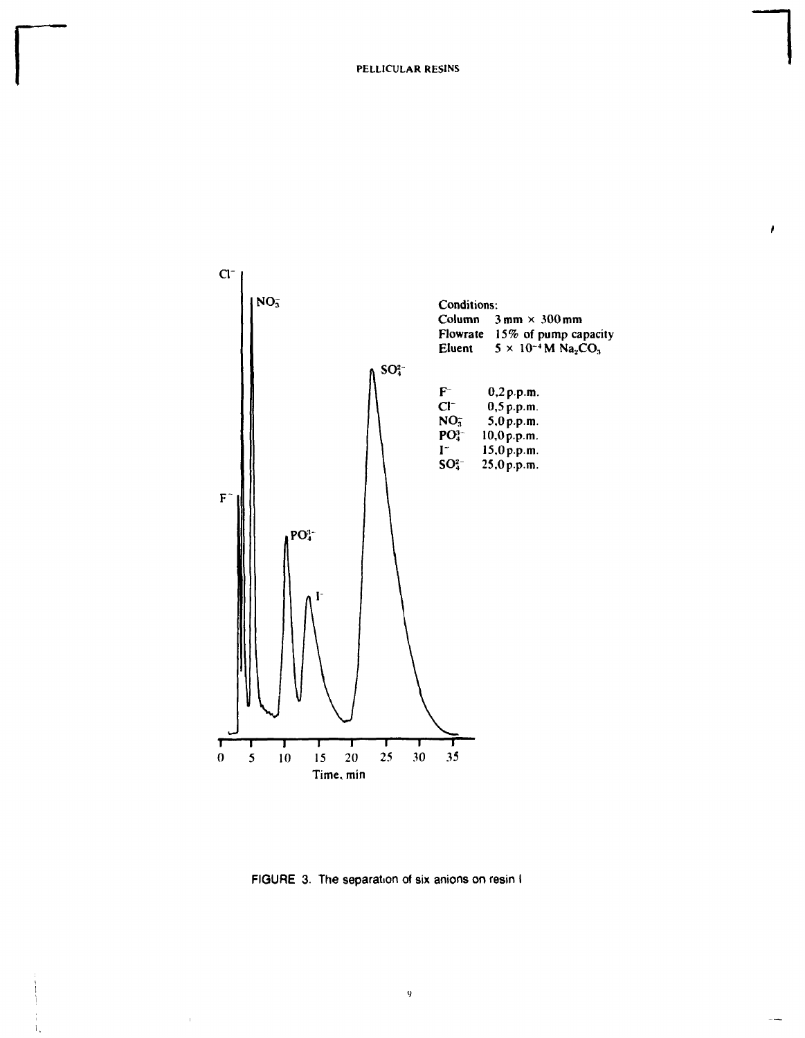Conditions:
Column 3 mm × 300 mm
Flowrate 15% of pump capacity
Eluent $5 \times 10^{-4}$ M $Na_2CO_3$

| | |
|---|---|
| $F^-$ | 0,2 p.p.m. |
| $Cl^-$ | 0,5 p.p.m. |
| $NO_3^-$ | 5,0 p.p.m. |
| $PO_4^{3-}$ | 10,0 p.p.m. |
| $I^-$ | 15,0 p.p.m. |
| $SO_4^{2-}$ | 25,0 p.p.m. |

FIGURE 3. The separation of six anions on resin I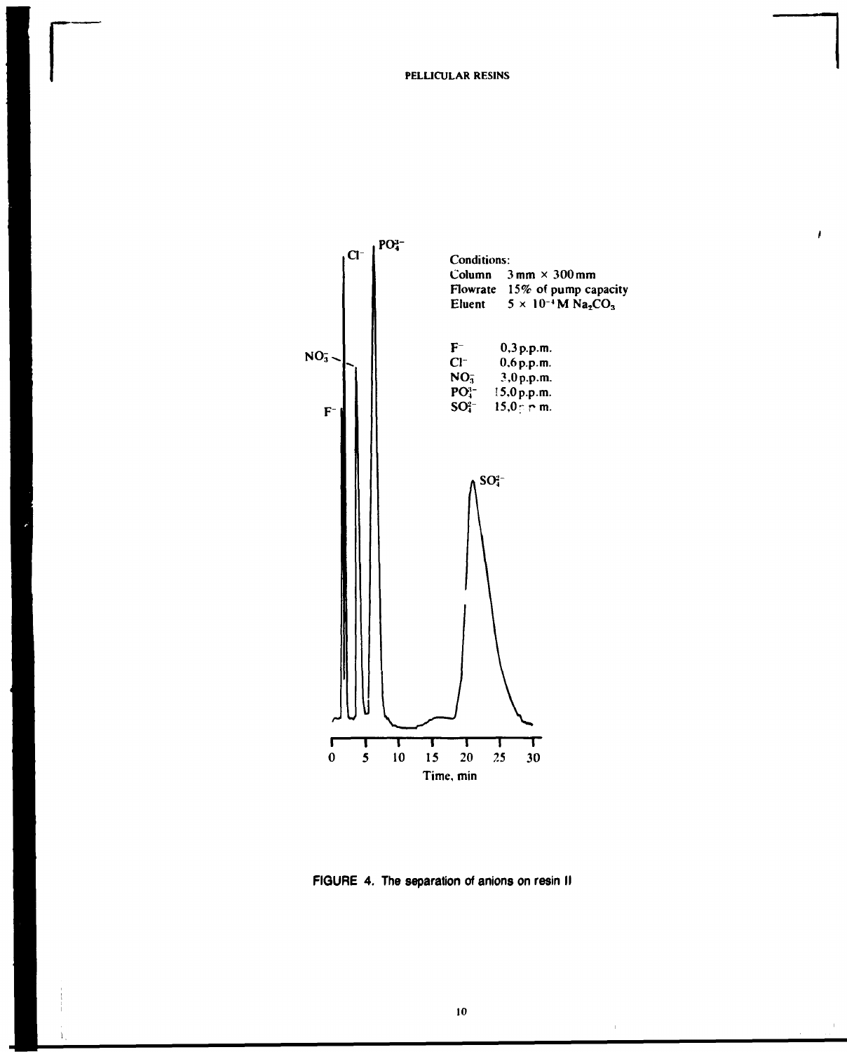Conditions:
Column 3 mm × 300 mm
Flowrate 15% of pump capacity
Eluent $5 \times 10^{-4}$ M $Na_2CO_3$

| | |
|---|---|
| $F^-$ | 0,3 p.p.m. |
| $Cl^-$ | 0,6 p.p.m. |
| $NO_3^-$ | 3,0 p.p.m. |
| $PO_4^{3-}$ | 15,0 p.p.m. |
| $SO_4^{2-}$ | 15,0 p.p.m. |

FIGURE 4. The separation of anions on resin II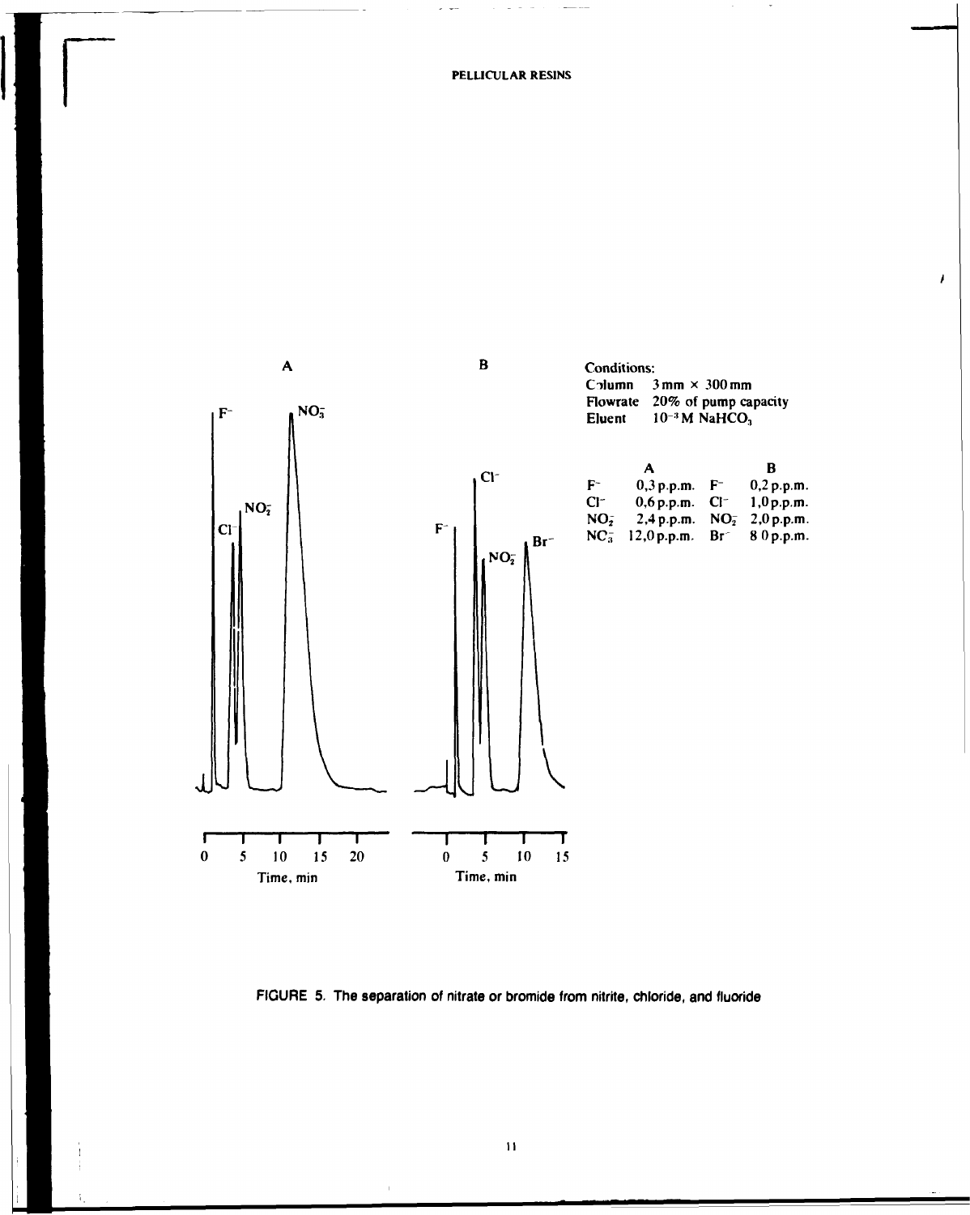Conditions:
Column 3 mm × 300 mm
Flowrate 20% of pump capacity
Eluent $10^{-3}$ M $NaHCO_3$

| A | | B | |
|---|---|---|---|
| $F^-$ | 0,3 p.p.m. | $F^-$ | 0,2 p.p.m. |
| $Cl^-$ | 0,6 p.p.m. | $Cl^-$ | 1,0 p.p.m. |
| $NO_2^-$ | 2,4 p.p.m. | $NO_2^-$ | 2,0 p.p.m. |
| $NO_3^-$ | 12,0 p.p.m. | $Br^-$ | 8,0 p.p.m. |

FIGURE 5. The separation of nitrate or bromide from nitrite, chloride, and fluoride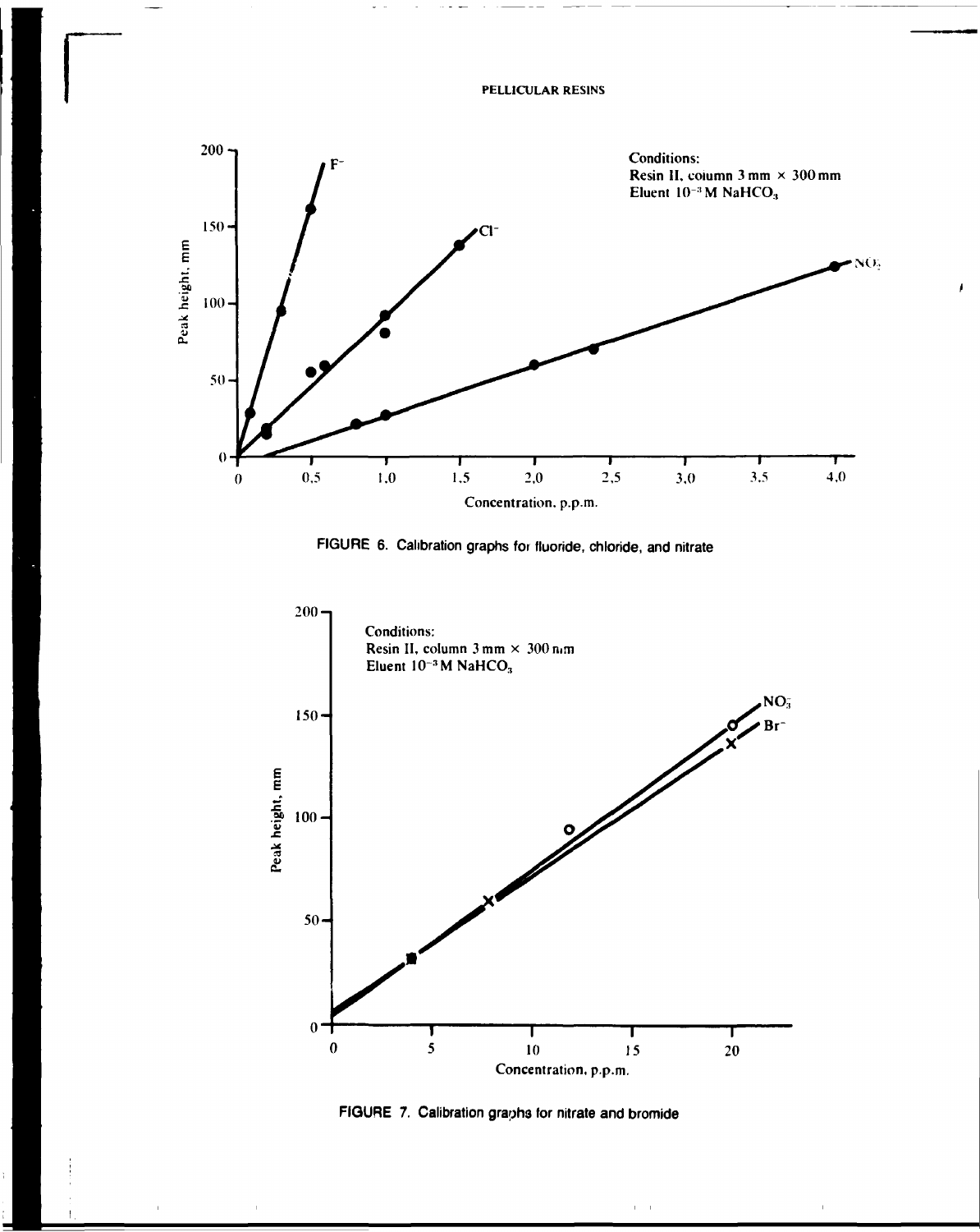Conditions:
Resin II, column 3 mm × 300 mm
Eluent $10^{-3}$ M $NaHCO_3$

FIGURE 6. Calibration graphs for fluoride, chloride, and nitrate

Conditions:
Resin II, column 3 mm × 300 mm
Eluent $10^{-3}$ M $NaHCO_3$

FIGURE 7. Calibration graphs for nitrate and bromide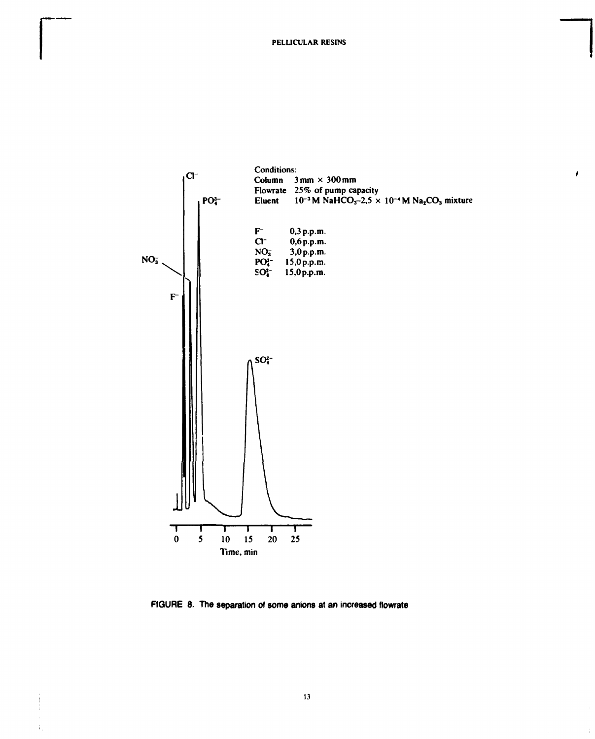Conditions:
Column 3 mm × 300 mm
Flowrate 25% of pump capacity
Eluent $10^{-3}$ M $NaHCO_3$–2,5 × $10^{-4}$ M $Na_2CO_3$ mixture

| | |
|---|---|
| $F^-$ | 0,3 p.p.m. |
| $Cl^-$ | 0,6 p.p.m. |
| $NO_3^-$ | 3,0 p.p.m. |
| $PO_4^{3-}$ | 15,0 p.p.m. |
| $SO_4^{2-}$ | 15,0 p.p.m. |

$Cl^-$ $PO_4^{3-}$ $NO_3^-$ $F^-$ $SO_4^{2-}$

0 5 10 15 20 25
Time, min

FIGURE 8. The separation of some anions at an increased flowrate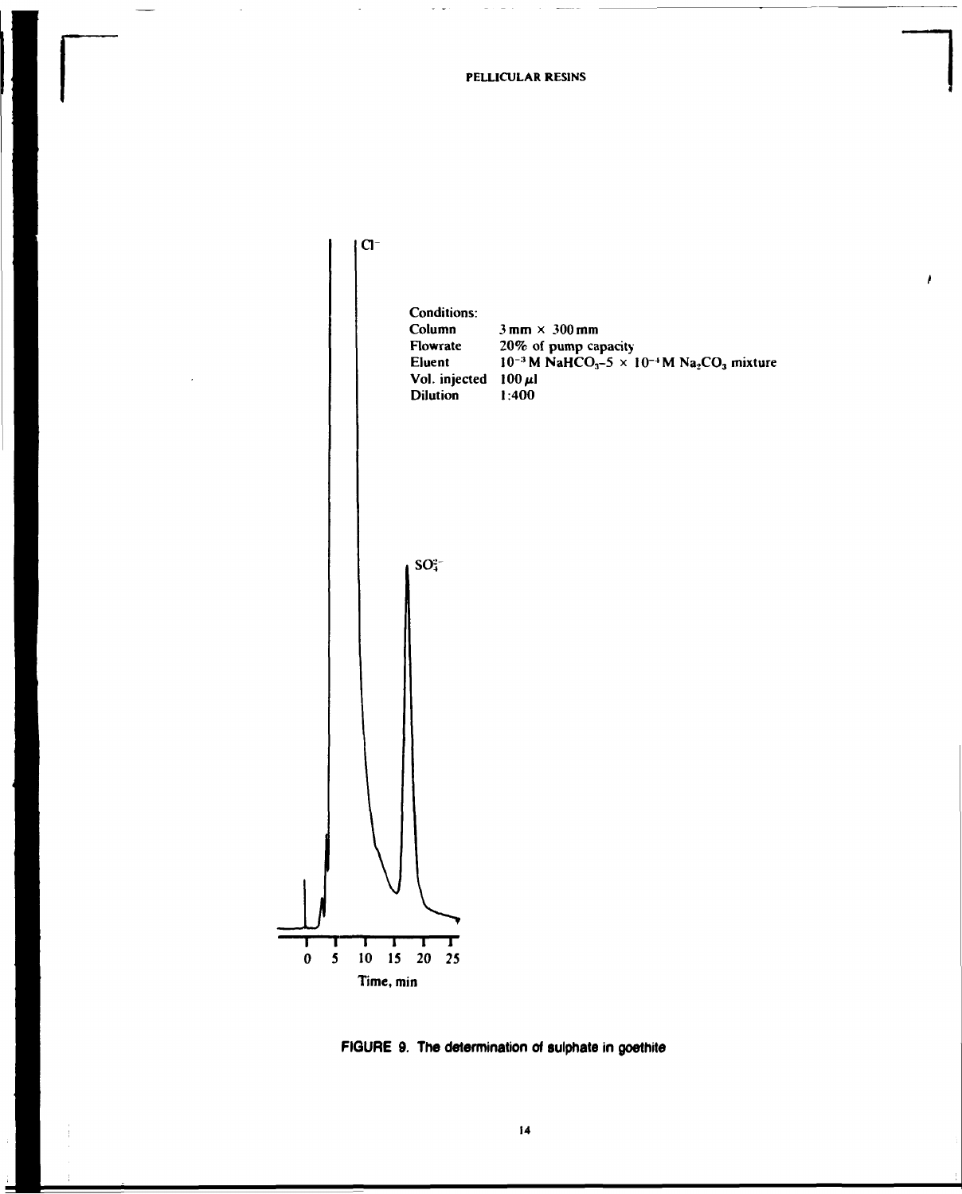Conditions:

| | |
|---|---|
| Column | 3 mm × 300 mm |
| Flowrate | 20% of pump capacity |
| Eluent | $10^{-3}$ M $NaHCO_3$–$5 \times 10^{-4}$ M $Na_2CO_3$ mixture |
| Vol. injected | 100 $\mu$l |
| Dilution | 1:400 |

$Cl^-$

$SO_4^{2-}$

0 5 10 15 20 25

Time, min

**FIGURE 9. The determination of sulphate in goethite**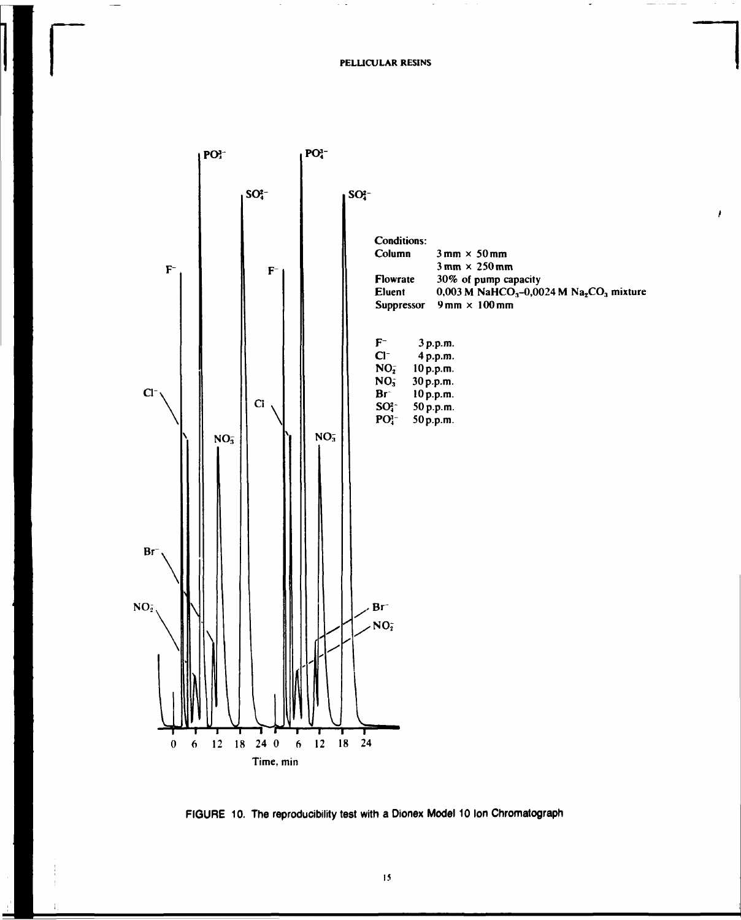$PO_4^{3-}$ $PO_4^{3-}$

$SO_4^{2-}$ $SO_4^{2-}$

$F^-$ $F^-$

$Cl^-$ $Cl^-$

$NO_3^-$ $NO_3^-$

$Br^-$

$NO_2^-$

$Br^-$

$NO_2^-$

0 6 12 18 24 0 6 12 18 24

Time, min

Conditions:

| | |
|---|---|
| Column | 3 mm × 50 mm |
| | 3 mm × 250 mm |
| Flowrate | 30% of pump capacity |
| Eluent | 0,003 M $NaHCO_3$–0,0024 M $Na_2CO_3$ mixture |
| Suppressor | 9 mm × 100 mm |

| | |
|---|---|
| $F^-$ | 3 p.p.m. |
| $Cl^-$ | 4 p.p.m. |
| $NO_2^-$ | 10 p.p.m. |
| $NO_3^-$ | 30 p.p.m. |
| $Br^-$ | 10 p.p.m. |
| $SO_4^{2-}$ | 50 p.p.m. |
| $PO_4^{3-}$ | 50 p.p.m. |

FIGURE 10. The reproducibility test with a Dionex Model 10 Ion Chromatograph